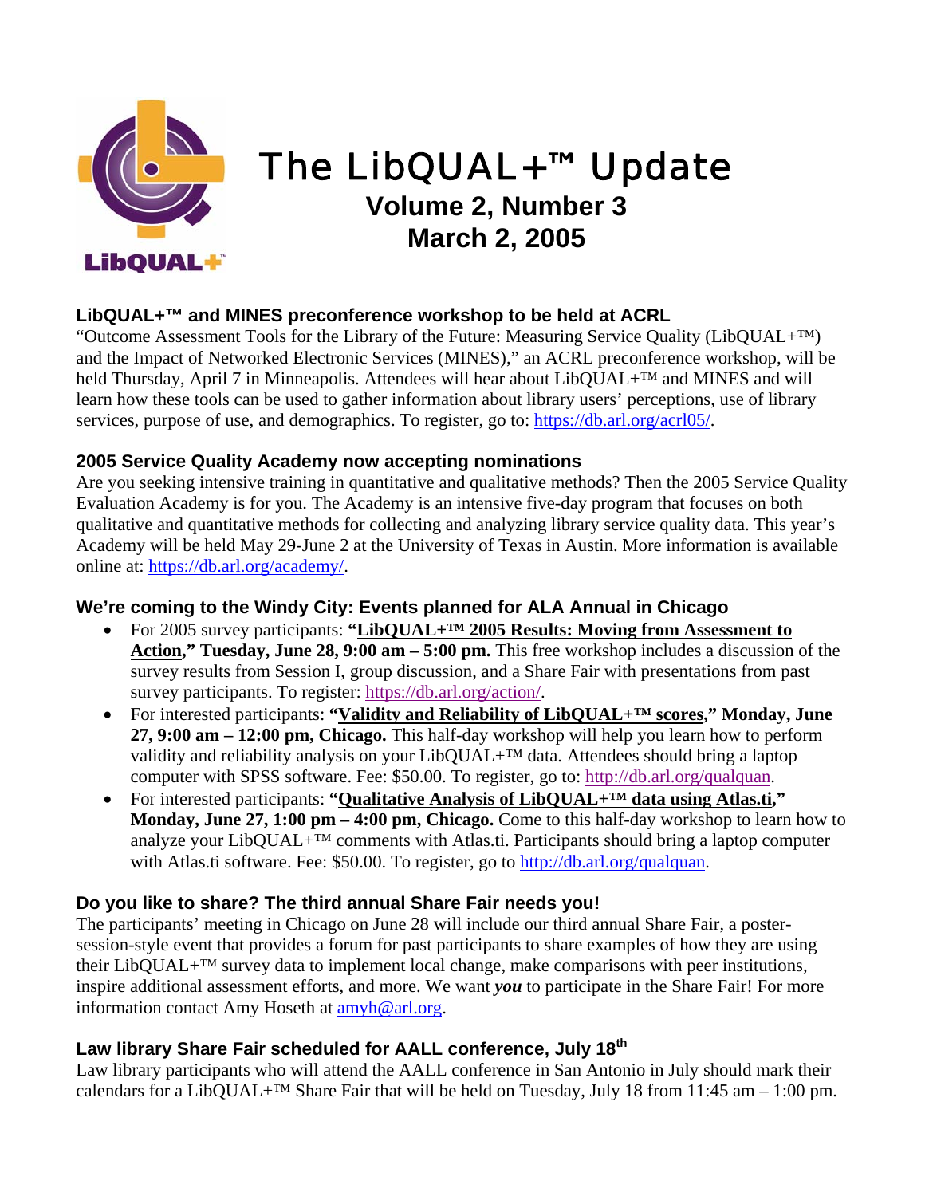# The LibQUAL+™ Update

## Volume 2, Number 3
## March 2, 2005

### LibQUAL+™ and MINES preconference workshop to be held at ACRL

"Outcome Assessment Tools for the Library of the Future: Measuring Service Quality (LibQUAL+™) and the Impact of Networked Electronic Services (MINES)," an ACRL preconference workshop, will be held Thursday, April 7 in Minneapolis. Attendees will hear about LibQUAL+™ and MINES and will learn how these tools can be used to gather information about library users' perceptions, use of library services, purpose of use, and demographics. To register, go to: https://db.arl.org/acrl05/.

### 2005 Service Quality Academy now accepting nominations

Are you seeking intensive training in quantitative and qualitative methods? Then the 2005 Service Quality Evaluation Academy is for you. The Academy is an intensive five-day program that focuses on both qualitative and quantitative methods for collecting and analyzing library service quality data. This year's Academy will be held May 29-June 2 at the University of Texas in Austin. More information is available online at: https://db.arl.org/academy/.

### We're coming to the Windy City: Events planned for ALA Annual in Chicago

- For 2005 survey participants: **"LibQUAL+™ 2005 Results: Moving from Assessment to Action," Tuesday, June 28, 9:00 am – 5:00 pm.** This free workshop includes a discussion of the survey results from Session I, group discussion, and a Share Fair with presentations from past survey participants. To register: https://db.arl.org/action/.
- For interested participants: **"Validity and Reliability of LibQUAL+™ scores," Monday, June 27, 9:00 am – 12:00 pm, Chicago.** This half-day workshop will help you learn how to perform validity and reliability analysis on your LibQUAL+™ data. Attendees should bring a laptop computer with SPSS software. Fee: $50.00. To register, go to: http://db.arl.org/qualquan.
- For interested participants: **"Qualitative Analysis of LibQUAL+™ data using Atlas.ti," Monday, June 27, 1:00 pm – 4:00 pm, Chicago.** Come to this half-day workshop to learn how to analyze your LibQUAL+™ comments with Atlas.ti. Participants should bring a laptop computer with Atlas.ti software. Fee: $50.00. To register, go to http://db.arl.org/qualquan.

### Do you like to share? The third annual Share Fair needs you!

The participants' meeting in Chicago on June 28 will include our third annual Share Fair, a poster-session-style event that provides a forum for past participants to share examples of how they are using their LibQUAL+™ survey data to implement local change, make comparisons with peer institutions, inspire additional assessment efforts, and more. We want ***you*** to participate in the Share Fair! For more information contact Amy Hoseth at amyh@arl.org.

### Law library Share Fair scheduled for AALL conference, July 18th

Law library participants who will attend the AALL conference in San Antonio in July should mark their calendars for a LibQUAL+™ Share Fair that will be held on Tuesday, July 18 from 11:45 am – 1:00 pm.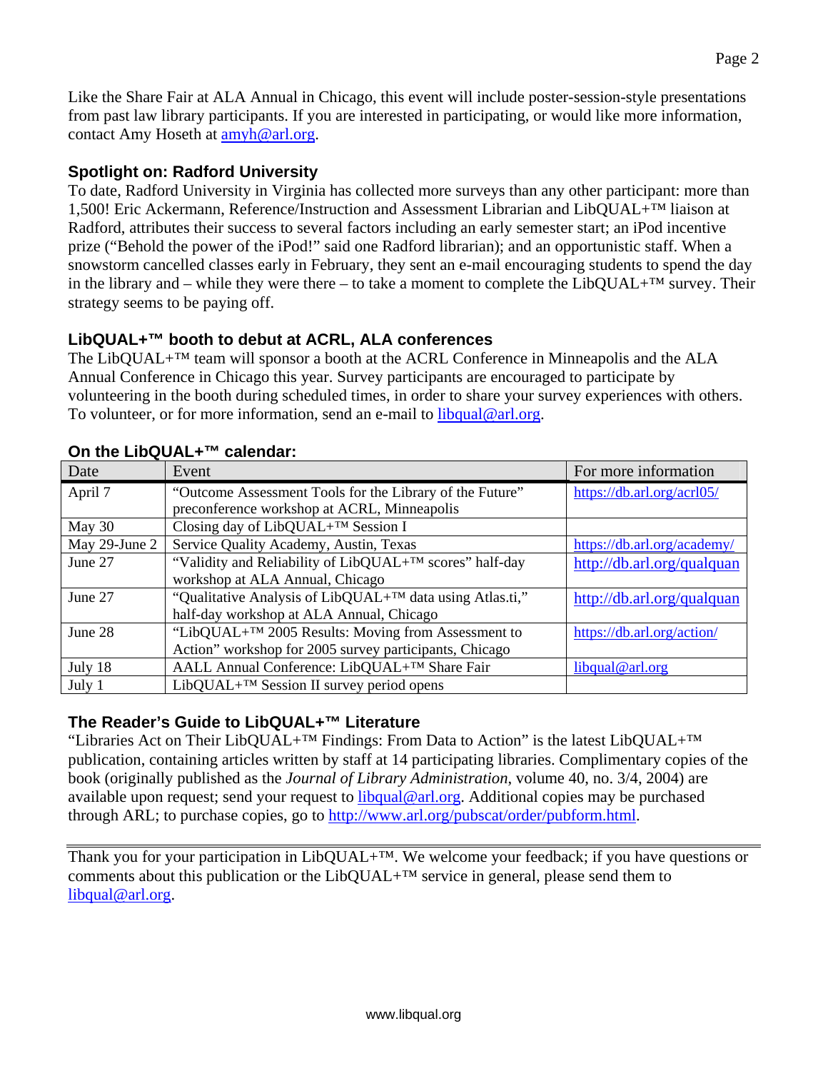Like the Share Fair at ALA Annual in Chicago, this event will include poster-session-style presentations from past law library participants. If you are interested in participating, or would like more information, contact Amy Hoseth at amyh@arl.org.

## Spotlight on: Radford University

To date, Radford University in Virginia has collected more surveys than any other participant: more than 1,500! Eric Ackermann, Reference/Instruction and Assessment Librarian and LibQUAL+™ liaison at Radford, attributes their success to several factors including an early semester start; an iPod incentive prize ("Behold the power of the iPod!" said one Radford librarian); and an opportunistic staff. When a snowstorm cancelled classes early in February, they sent an e-mail encouraging students to spend the day in the library and – while they were there – to take a moment to complete the LibQUAL+™ survey. Their strategy seems to be paying off.

## LibQUAL+™ booth to debut at ACRL, ALA conferences

The LibQUAL+™ team will sponsor a booth at the ACRL Conference in Minneapolis and the ALA Annual Conference in Chicago this year. Survey participants are encouraged to participate by volunteering in the booth during scheduled times, in order to share your survey experiences with others. To volunteer, or for more information, send an e-mail to libqual@arl.org.

## On the LibQUAL+™ calendar:

| Date | Event | For more information |
|---|---|---|
| April 7 | "Outcome Assessment Tools for the Library of the Future" preconference workshop at ACRL, Minneapolis | https://db.arl.org/acrl05/ |
| May 30 | Closing day of LibQUAL+™ Session I | |
| May 29-June 2 | Service Quality Academy, Austin, Texas | https://db.arl.org/academy/ |
| June 27 | "Validity and Reliability of LibQUAL+™ scores" half-day workshop at ALA Annual, Chicago | http://db.arl.org/qualquan |
| June 27 | "Qualitative Analysis of LibQUAL+™ data using Atlas.ti," half-day workshop at ALA Annual, Chicago | http://db.arl.org/qualquan |
| June 28 | "LibQUAL+™ 2005 Results: Moving from Assessment to Action" workshop for 2005 survey participants, Chicago | https://db.arl.org/action/ |
| July 18 | AALL Annual Conference: LibQUAL+™ Share Fair | libqual@arl.org |
| July 1 | LibQUAL+™ Session II survey period opens | |

## The Reader's Guide to LibQUAL+™ Literature

"Libraries Act on Their LibQUAL+™ Findings: From Data to Action" is the latest LibQUAL+™ publication, containing articles written by staff at 14 participating libraries. Complimentary copies of the book (originally published as the *Journal of Library Administration*, volume 40, no. 3/4, 2004) are available upon request; send your request to libqual@arl.org. Additional copies may be purchased through ARL; to purchase copies, go to http://www.arl.org/pubscat/order/pubform.html.

---

Thank you for your participation in LibQUAL+™. We welcome your feedback; if you have questions or comments about this publication or the LibQUAL+™ service in general, please send them to libqual@arl.org.